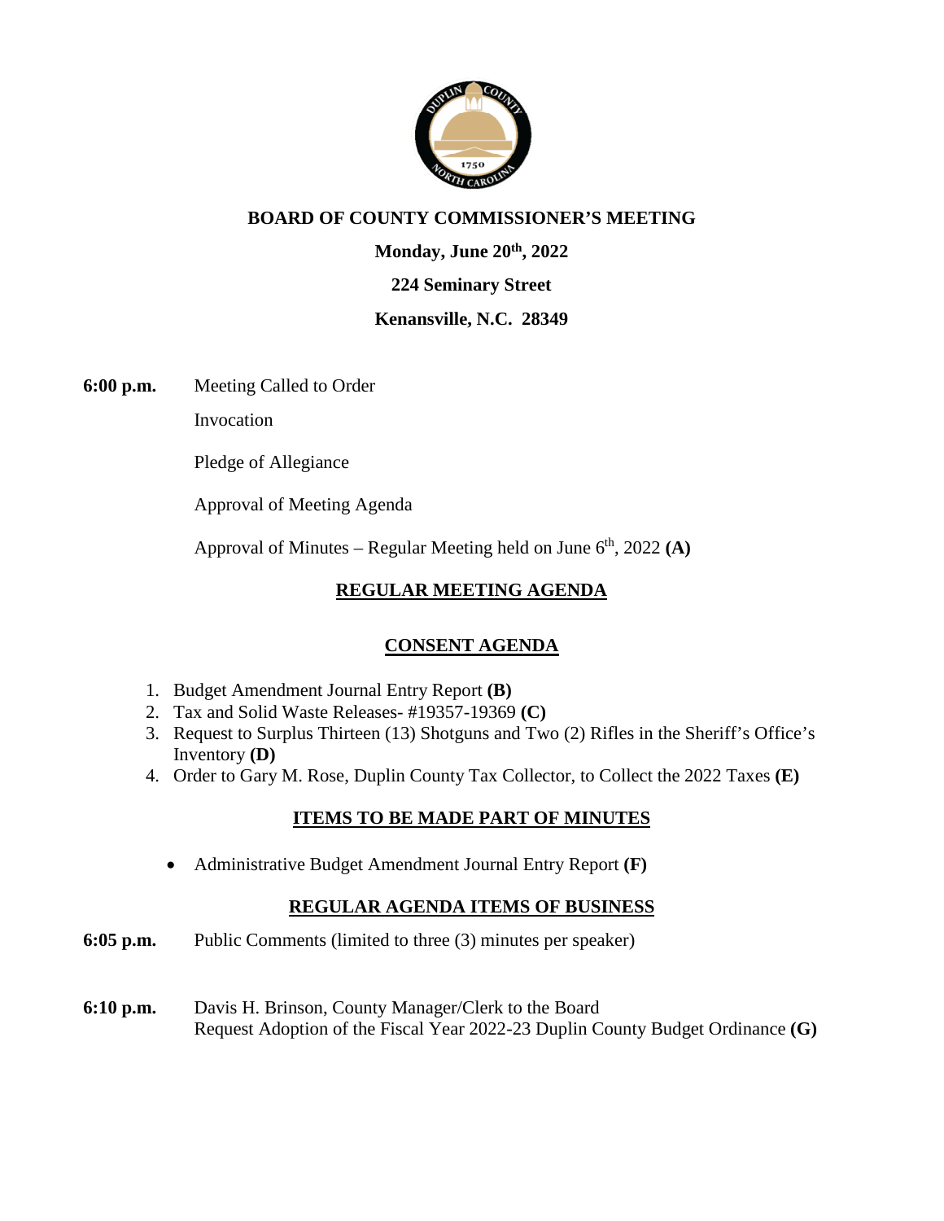# BOARD OF COUNTY COMMISSIONER'S MEETING

**Monday, June 20th, 2022**

**224 Seminary Street**

**Kenansville, N.C. 28349**

**6:00 p.m.** Meeting Called to Order

Invocation

Pledge of Allegiance

Approval of Meeting Agenda

Approval of Minutes – Regular Meeting held on June 6th, 2022 **(A)**

## REGULAR MEETING AGENDA

## CONSENT AGENDA

1. Budget Amendment Journal Entry Report **(B)**
2. Tax and Solid Waste Releases- #19357-19369 **(C)**
3. Request to Surplus Thirteen (13) Shotguns and Two (2) Rifles in the Sheriff's Office's Inventory **(D)**
4. Order to Gary M. Rose, Duplin County Tax Collector, to Collect the 2022 Taxes **(E)**

## ITEMS TO BE MADE PART OF MINUTES

- Administrative Budget Amendment Journal Entry Report **(F)**

## REGULAR AGENDA ITEMS OF BUSINESS

**6:05 p.m.** Public Comments (limited to three (3) minutes per speaker)

**6:10 p.m.** Davis H. Brinson, County Manager/Clerk to the Board
Request Adoption of the Fiscal Year 2022-23 Duplin County Budget Ordinance **(G)**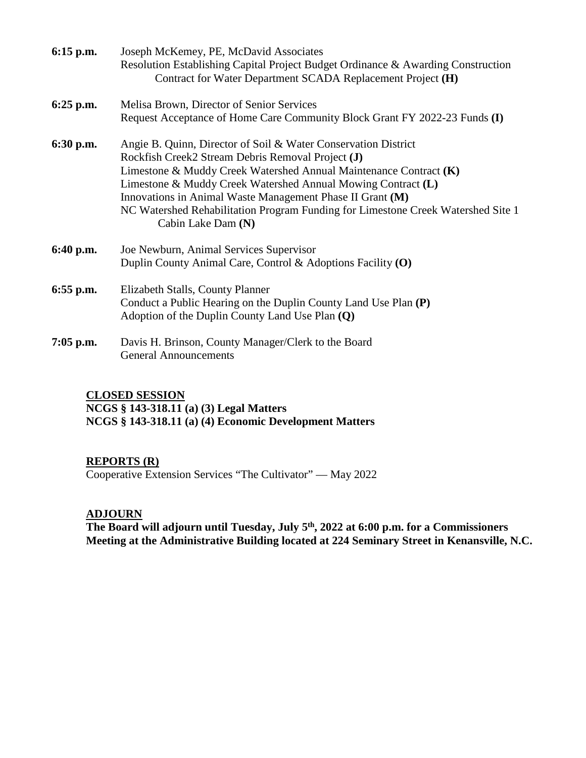**6:15 p.m.** Joseph McKemey, PE, McDavid Associates
Resolution Establishing Capital Project Budget Ordinance & Awarding Construction Contract for Water Department SCADA Replacement Project **(H)**

**6:25 p.m.** Melisa Brown, Director of Senior Services
Request Acceptance of Home Care Community Block Grant FY 2022-23 Funds **(I)**

**6:30 p.m.** Angie B. Quinn, Director of Soil & Water Conservation District
Rockfish Creek2 Stream Debris Removal Project **(J)**
Limestone & Muddy Creek Watershed Annual Maintenance Contract **(K)**
Limestone & Muddy Creek Watershed Annual Mowing Contract **(L)**
Innovations in Animal Waste Management Phase II Grant **(M)**
NC Watershed Rehabilitation Program Funding for Limestone Creek Watershed Site 1 Cabin Lake Dam **(N)**

**6:40 p.m.** Joe Newburn, Animal Services Supervisor
Duplin County Animal Care, Control & Adoptions Facility **(O)**

**6:55 p.m.** Elizabeth Stalls, County Planner
Conduct a Public Hearing on the Duplin County Land Use Plan **(P)**
Adoption of the Duplin County Land Use Plan **(Q)**

**7:05 p.m.** Davis H. Brinson, County Manager/Clerk to the Board
General Announcements

**CLOSED SESSION**
**NCGS § 143-318.11 (a) (3) Legal Matters**
**NCGS § 143-318.11 (a) (4) Economic Development Matters**

**REPORTS (R)**
Cooperative Extension Services "The Cultivator" — May 2022

**ADJOURN**
**The Board will adjourn until Tuesday, July 5th, 2022 at 6:00 p.m. for a Commissioners Meeting at the Administrative Building located at 224 Seminary Street in Kenansville, N.C.**